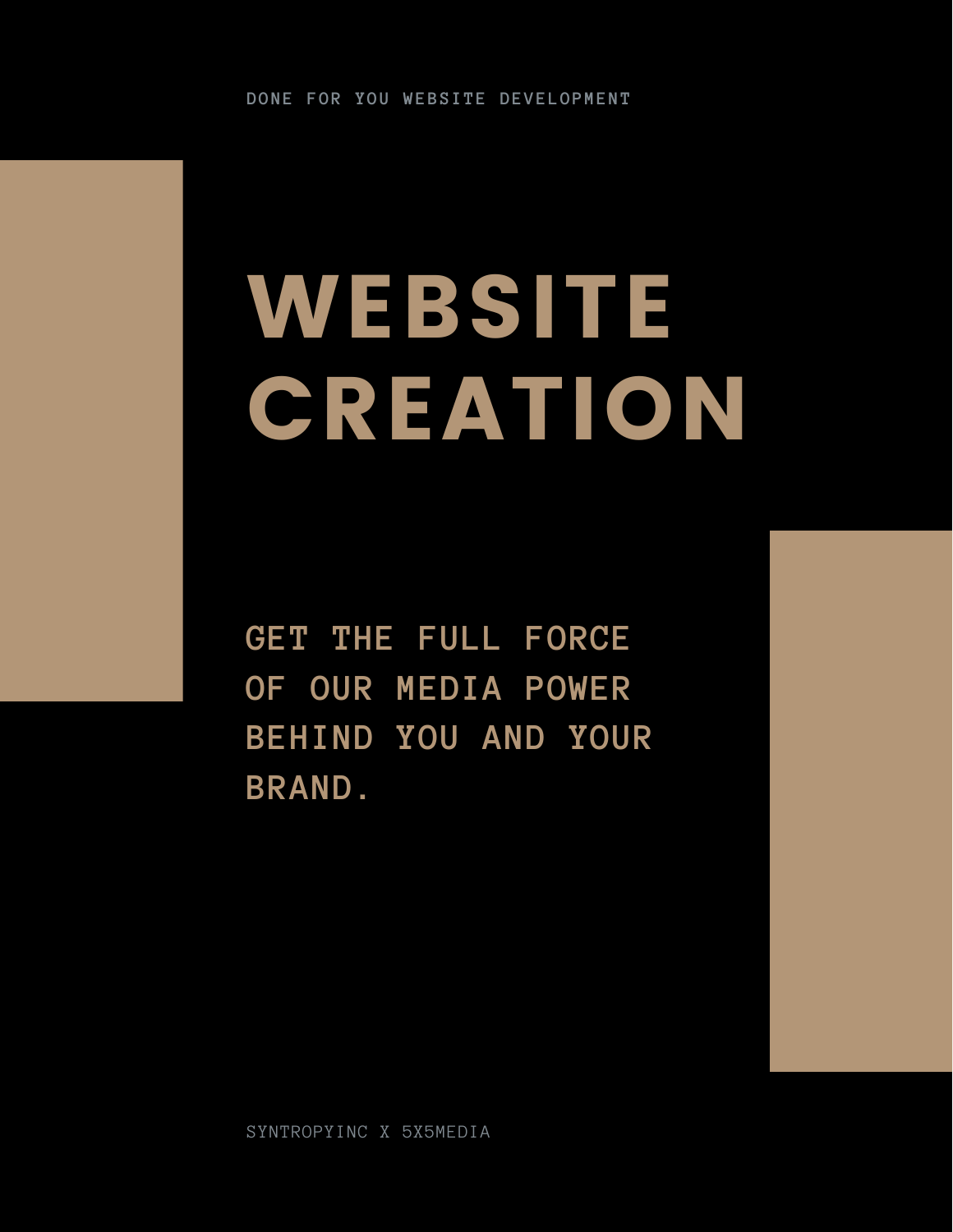DONE FOR YOU WEBSITE DEVELOPMENT

# WEBSITE CREATION

GET THE FULL FORCE OF OUR MEDIA POWER BEHIND YOU AND YOUR BRAND.

SYNTROPYINC X 5X5MEDIA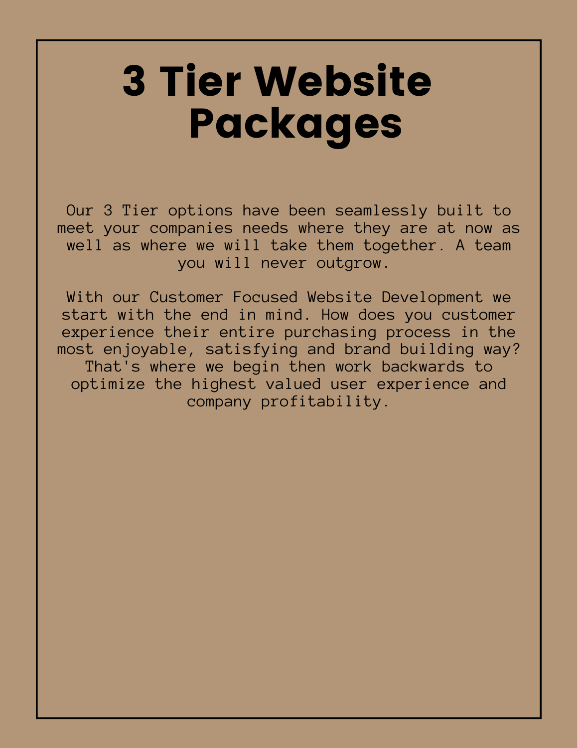# 3 Tier Website Packages

Our 3 Tier options have been seamlessly built to meet your companies needs where they are at now as well as where we will take them together. A team you will never outgrow.

With our Customer Focused Website Development we start with the end in mind. How does you customer experience their entire purchasing process in the most enjoyable, satisfying and brand building way? That's where we begin then work backwards to optimize the highest valued user experience and company profitability.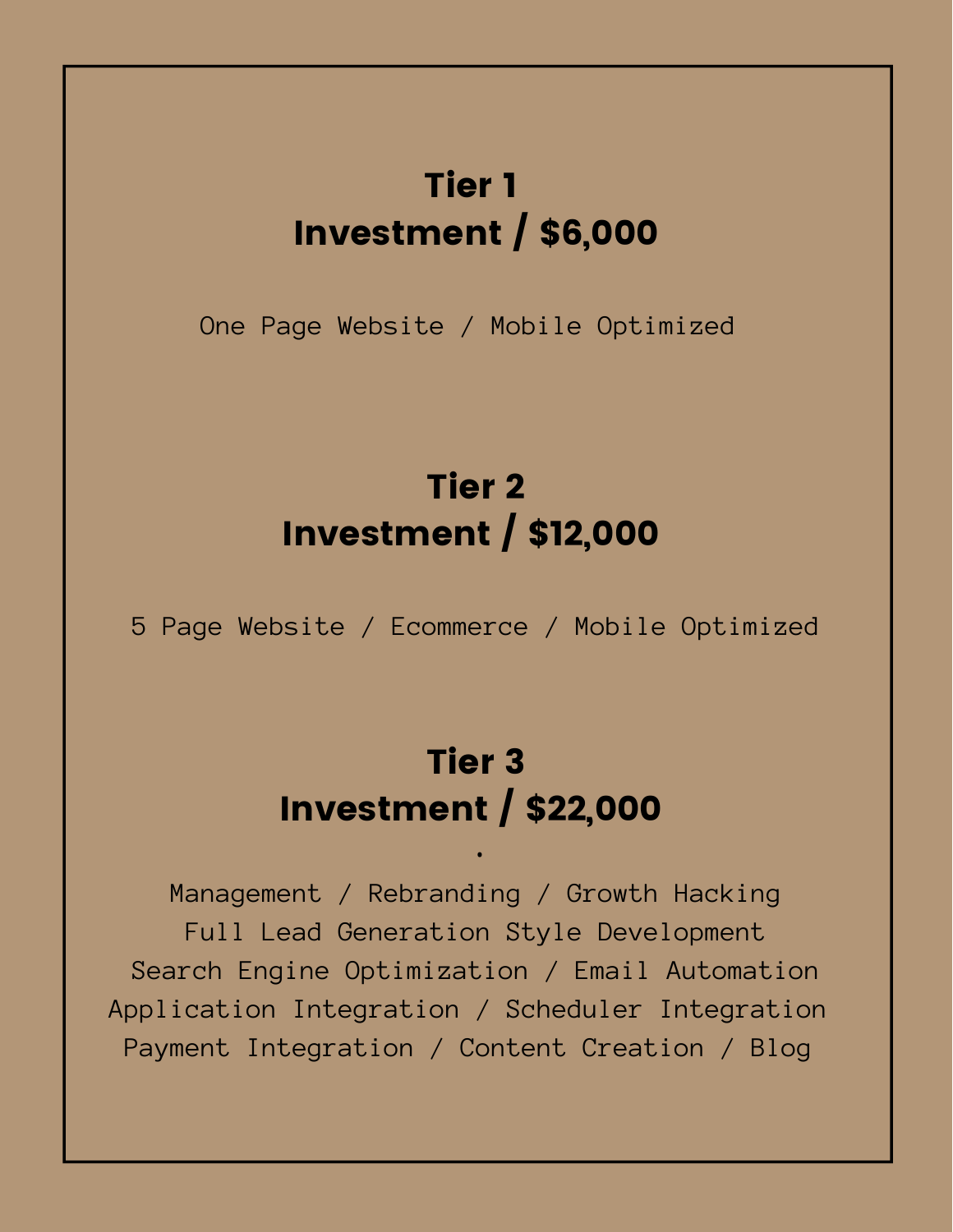## Tier 1
## Investment / $6,000

One Page Website / Mobile Optimized

## Tier 2
## Investment / $12,000

5 Page Website / Ecommerce / Mobile Optimized

## Tier 3
## Investment / $22,000

.

Management / Rebranding / Growth Hacking
Full Lead Generation Style Development
Search Engine Optimization / Email Automation
Application Integration / Scheduler Integration
Payment Integration / Content Creation / Blog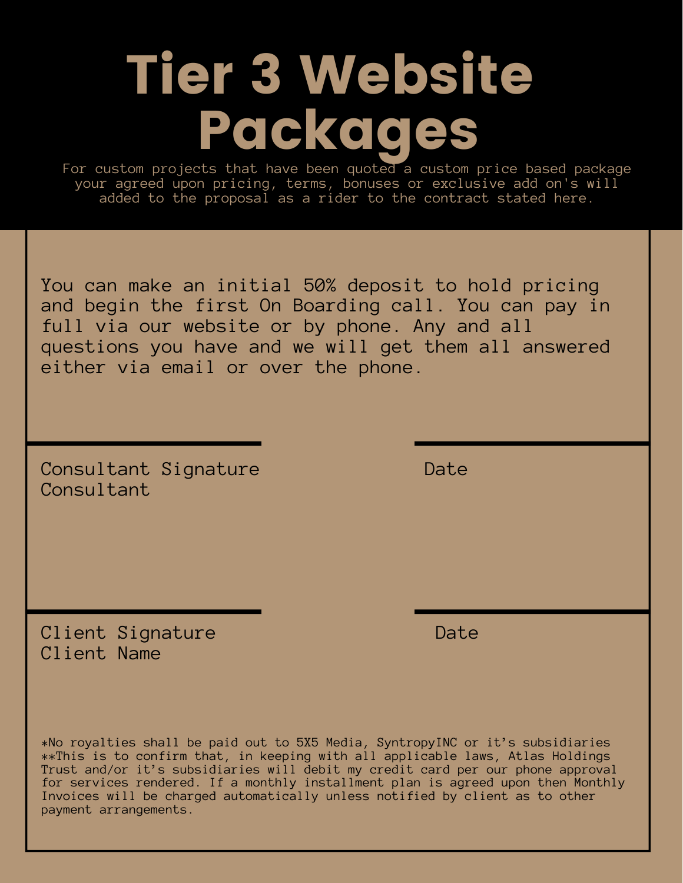# Tier 3 Website Packages

For custom projects that have been quoted a custom price based package your agreed upon pricing, terms, bonuses or exclusive add on's will added to the proposal as a rider to the contract stated here.

You can make an initial 50% deposit to hold pricing and begin the first On Boarding call. You can pay in full via our website or by phone. Any and all questions you have and we will get them all answered either via email or over the phone.

Consultant Signature
Consultant

Date

Client Signature
Client Name

Date

*No royalties shall be paid out to 5X5 Media, SyntropyINC or it's subsidiaries
**This is to confirm that, in keeping with all applicable laws, Atlas Holdings Trust and/or it's subsidiaries will debit my credit card per our phone approval for services rendered. If a monthly installment plan is agreed upon then Monthly Invoices will be charged automatically unless notified by client as to other payment arrangements.